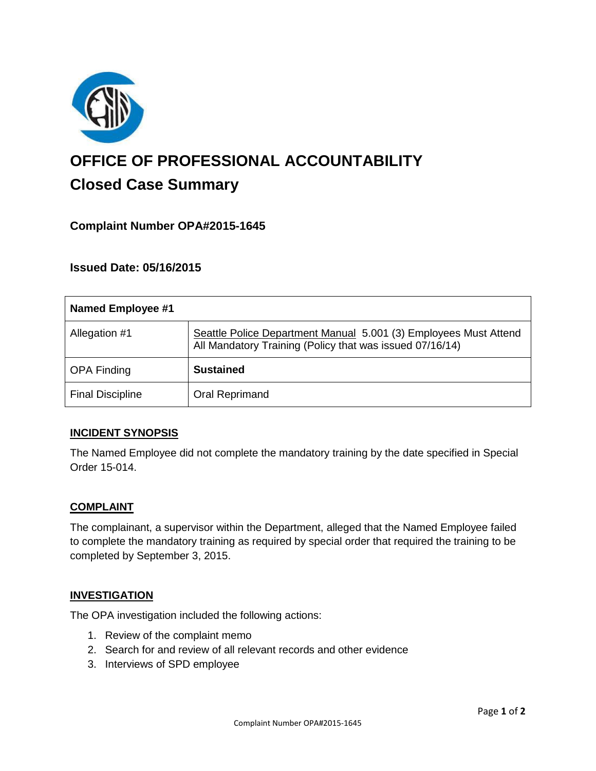# OFFICE OF PROFESSIONAL ACCOUNTABILITY

## Closed Case Summary

### Complaint Number OPA#2015-1645

### Issued Date: 05/16/2015

| Named Employee #1 | |
|---|---|
| Allegation #1 | Seattle Police Department Manual 5.001 (3) Employees Must Attend All Mandatory Training (Policy that was issued 07/16/14) |
| OPA Finding | **Sustained** |
| Final Discipline | Oral Reprimand |

### INCIDENT SYNOPSIS

The Named Employee did not complete the mandatory training by the date specified in Special Order 15-014.

### COMPLAINT

The complainant, a supervisor within the Department, alleged that the Named Employee failed to complete the mandatory training as required by special order that required the training to be completed by September 3, 2015.

### INVESTIGATION

The OPA investigation included the following actions:

1. Review of the complaint memo
2. Search for and review of all relevant records and other evidence
3. Interviews of SPD employee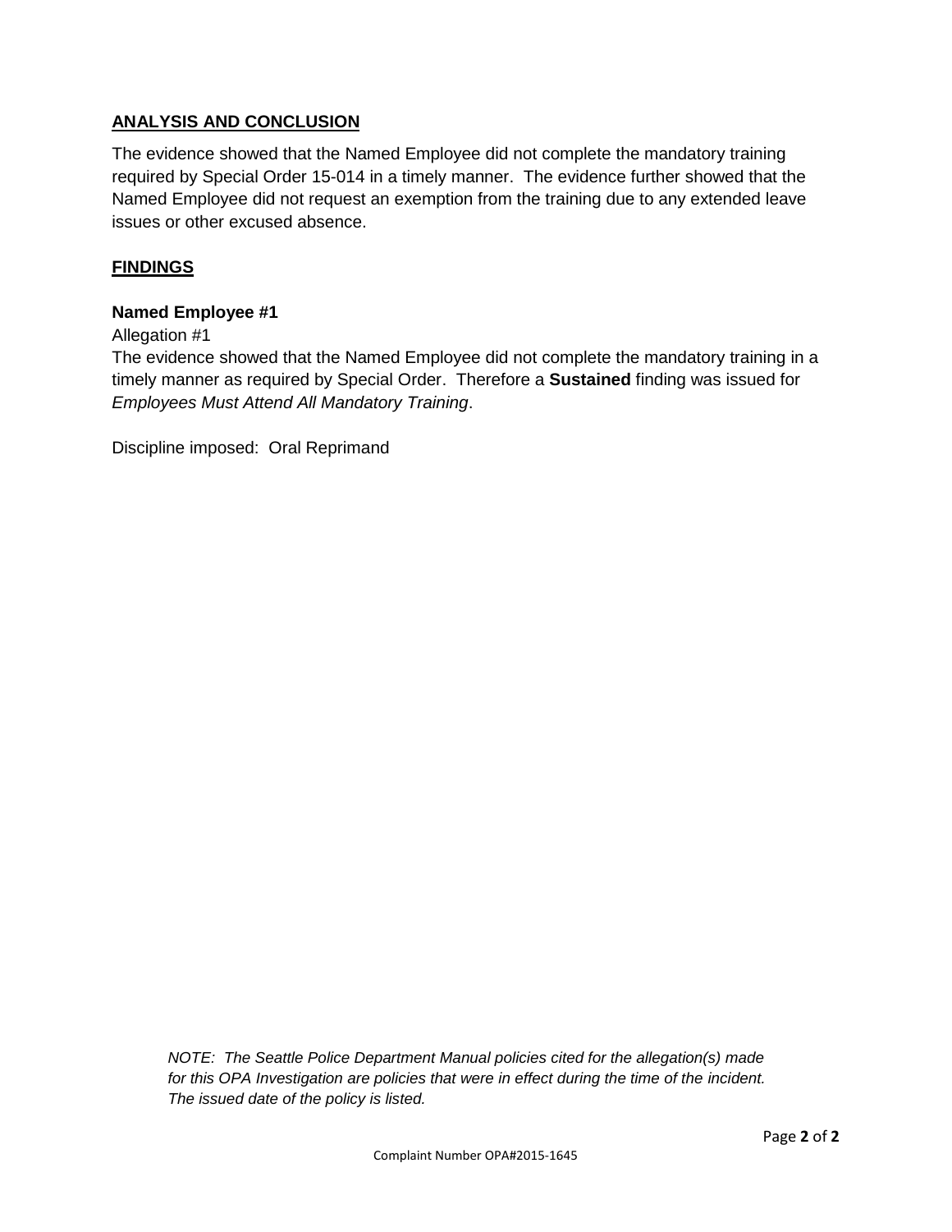## ANALYSIS AND CONCLUSION

The evidence showed that the Named Employee did not complete the mandatory training required by Special Order 15-014 in a timely manner. The evidence further showed that the Named Employee did not request an exemption from the training due to any extended leave issues or other excused absence.

## FINDINGS

**Named Employee #1**

Allegation #1

The evidence showed that the Named Employee did not complete the mandatory training in a timely manner as required by Special Order. Therefore a **Sustained** finding was issued for *Employees Must Attend All Mandatory Training*.

Discipline imposed: Oral Reprimand

*NOTE: The Seattle Police Department Manual policies cited for the allegation(s) made for this OPA Investigation are policies that were in effect during the time of the incident. The issued date of the policy is listed.*

Complaint Number OPA#2015-1645